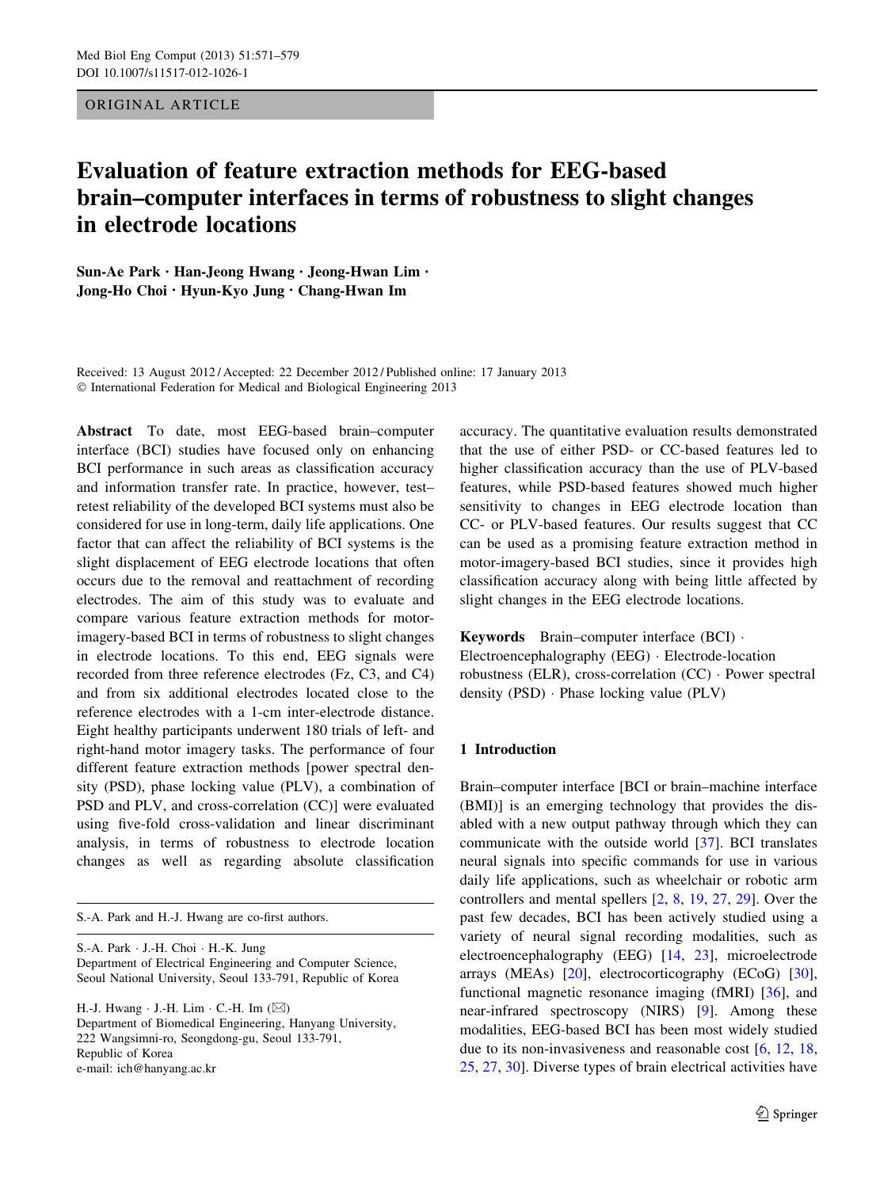ORIGINAL ARTICLE

# Evaluation of feature extraction methods for EEG-based brain–computer interfaces in terms of robustness to slight changes in electrode locations

**Sun-Ae Park · Han-Jeong Hwang · Jeong-Hwan Lim · Jong-Ho Choi · Hyun-Kyo Jung · Chang-Hwan Im**

Received: 13 August 2012 / Accepted: 22 December 2012 / Published online: 17 January 2013
© International Federation for Medical and Biological Engineering 2013

**Abstract** To date, most EEG-based brain–computer interface (BCI) studies have focused only on enhancing BCI performance in such areas as classification accuracy and information transfer rate. In practice, however, test–retest reliability of the developed BCI systems must also be considered for use in long-term, daily life applications. One factor that can affect the reliability of BCI systems is the slight displacement of EEG electrode locations that often occurs due to the removal and reattachment of recording electrodes. The aim of this study was to evaluate and compare various feature extraction methods for motor-imagery-based BCI in terms of robustness to slight changes in electrode locations. To this end, EEG signals were recorded from three reference electrodes (Fz, C3, and C4) and from six additional electrodes located close to the reference electrodes with a 1-cm inter-electrode distance. Eight healthy participants underwent 180 trials of left- and right-hand motor imagery tasks. The performance of four different feature extraction methods [power spectral density (PSD), phase locking value (PLV), a combination of PSD and PLV, and cross-correlation (CC)] were evaluated using five-fold cross-validation and linear discriminant analysis, in terms of robustness to electrode location changes as well as regarding absolute classification accuracy. The quantitative evaluation results demonstrated that the use of either PSD- or CC-based features led to higher classification accuracy than the use of PLV-based features, while PSD-based features showed much higher sensitivity to changes in EEG electrode location than CC- or PLV-based features. Our results suggest that CC can be used as a promising feature extraction method in motor-imagery-based BCI studies, since it provides high classification accuracy along with being little affected by slight changes in the EEG electrode locations.

**Keywords** Brain–computer interface (BCI) · Electroencephalography (EEG) · Electrode-location robustness (ELR), cross-correlation (CC) · Power spectral density (PSD) · Phase locking value (PLV)

S.-A. Park and H.-J. Hwang are co-first authors.

S.-A. Park · J.-H. Choi · H.-K. Jung
Department of Electrical Engineering and Computer Science, Seoul National University, Seoul 133-791, Republic of Korea

H.-J. Hwang · J.-H. Lim · C.-H. Im (✉)
Department of Biomedical Engineering, Hanyang University, 222 Wangsimni-ro, Seongdong-gu, Seoul 133-791, Republic of Korea
e-mail: ich@hanyang.ac.kr

## 1 Introduction

Brain–computer interface [BCI or brain–machine interface (BMI)] is an emerging technology that provides the disabled with a new output pathway through which they can communicate with the outside world [37]. BCI translates neural signals into specific commands for use in various daily life applications, such as wheelchair or robotic arm controllers and mental spellers [2, 8, 19, 27, 29]. Over the past few decades, BCI has been actively studied using a variety of neural signal recording modalities, such as electroencephalography (EEG) [14, 23], microelectrode arrays (MEAs) [20], electrocorticography (ECoG) [30], functional magnetic resonance imaging (fMRI) [36], and near-infrared spectroscopy (NIRS) [9]. Among these modalities, EEG-based BCI has been most widely studied due to its non-invasiveness and reasonable cost [6, 12, 18, 25, 27, 30]. Diverse types of brain electrical activities have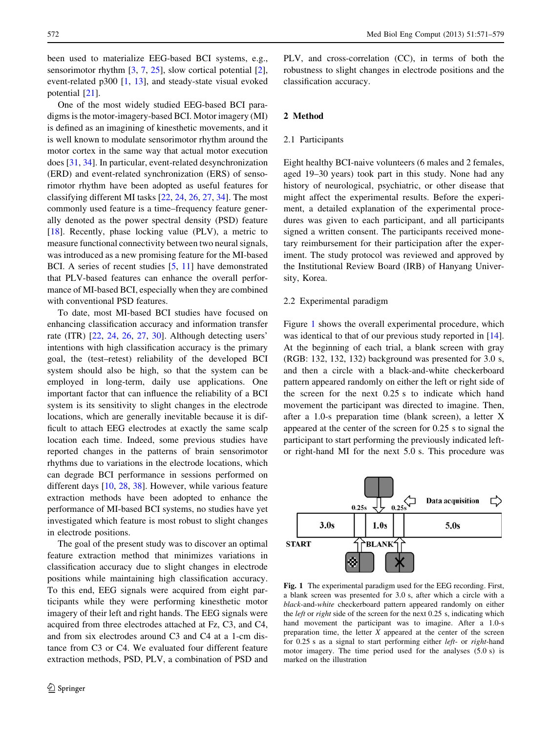been used to materialize EEG-based BCI systems, e.g., sensorimotor rhythm [3, 7, 25], slow cortical potential [2], event-related p300 [1, 13], and steady-state visual evoked potential [21].

One of the most widely studied EEG-based BCI paradigms is the motor-imagery-based BCI. Motor imagery (MI) is defined as an imagining of kinesthetic movements, and it is well known to modulate sensorimotor rhythm around the motor cortex in the same way that actual motor execution does [31, 34]. In particular, event-related desynchronization (ERD) and event-related synchronization (ERS) of sensorimotor rhythm have been adopted as useful features for classifying different MI tasks [22, 24, 26, 27, 34]. The most commonly used feature is a time–frequency feature generally denoted as the power spectral density (PSD) feature [18]. Recently, phase locking value (PLV), a metric to measure functional connectivity between two neural signals, was introduced as a new promising feature for the MI-based BCI. A series of recent studies [5, 11] have demonstrated that PLV-based features can enhance the overall performance of MI-based BCI, especially when they are combined with conventional PSD features.

To date, most MI-based BCI studies have focused on enhancing classification accuracy and information transfer rate (ITR) [22, 24, 26, 27, 30]. Although detecting users' intentions with high classification accuracy is the primary goal, the (test–retest) reliability of the developed BCI system should also be high, so that the system can be employed in long-term, daily use applications. One important factor that can influence the reliability of a BCI system is its sensitivity to slight changes in the electrode locations, which are generally inevitable because it is difficult to attach EEG electrodes at exactly the same scalp location each time. Indeed, some previous studies have reported changes in the patterns of brain sensorimotor rhythms due to variations in the electrode locations, which can degrade BCI performance in sessions performed on different days [10, 28, 38]. However, while various feature extraction methods have been adopted to enhance the performance of MI-based BCI systems, no studies have yet investigated which feature is most robust to slight changes in electrode positions.

The goal of the present study was to discover an optimal feature extraction method that minimizes variations in classification accuracy due to slight changes in electrode positions while maintaining high classification accuracy. To this end, EEG signals were acquired from eight participants while they were performing kinesthetic motor imagery of their left and right hands. The EEG signals were acquired from three electrodes attached at Fz, C3, and C4, and from six electrodes around C3 and C4 at a 1-cm distance from C3 or C4. We evaluated four different feature extraction methods, PSD, PLV, a combination of PSD and PLV, and cross-correlation (CC), in terms of both the robustness to slight changes in electrode positions and the classification accuracy.

## 2 Method

### 2.1 Participants

Eight healthy BCI-naive volunteers (6 males and 2 females, aged 19–30 years) took part in this study. None had any history of neurological, psychiatric, or other disease that might affect the experimental results. Before the experiment, a detailed explanation of the experimental procedures was given to each participant, and all participants signed a written consent. The participants received monetary reimbursement for their participation after the experiment. The study protocol was reviewed and approved by the Institutional Review Board (IRB) of Hanyang University, Korea.

### 2.2 Experimental paradigm

Figure 1 shows the overall experimental procedure, which was identical to that of our previous study reported in [14]. At the beginning of each trial, a blank screen with gray (RGB: 132, 132, 132) background was presented for 3.0 s, and then a circle with a black-and-white checkerboard pattern appeared randomly on either the left or right side of the screen for the next 0.25 s to indicate which hand movement the participant was directed to imagine. Then, after a 1.0-s preparation time (blank screen), a letter X appeared at the center of the screen for 0.25 s to signal the participant to start performing the previously indicated left- or right-hand MI for the next 5.0 s. This procedure was

**Fig. 1** The experimental paradigm used for the EEG recording. First, a blank screen was presented for 3.0 s, after which a circle with a *black*-and-*white* checkerboard pattern appeared randomly on either the *left* or *right* side of the screen for the next 0.25 s, indicating which hand movement the participant was to imagine. After a 1.0-s preparation time, the letter *X* appeared at the center of the screen for 0.25 s as a signal to start performing either *left*- or *right*-hand motor imagery. The time period used for the analyses (5.0 s) is marked on the illustration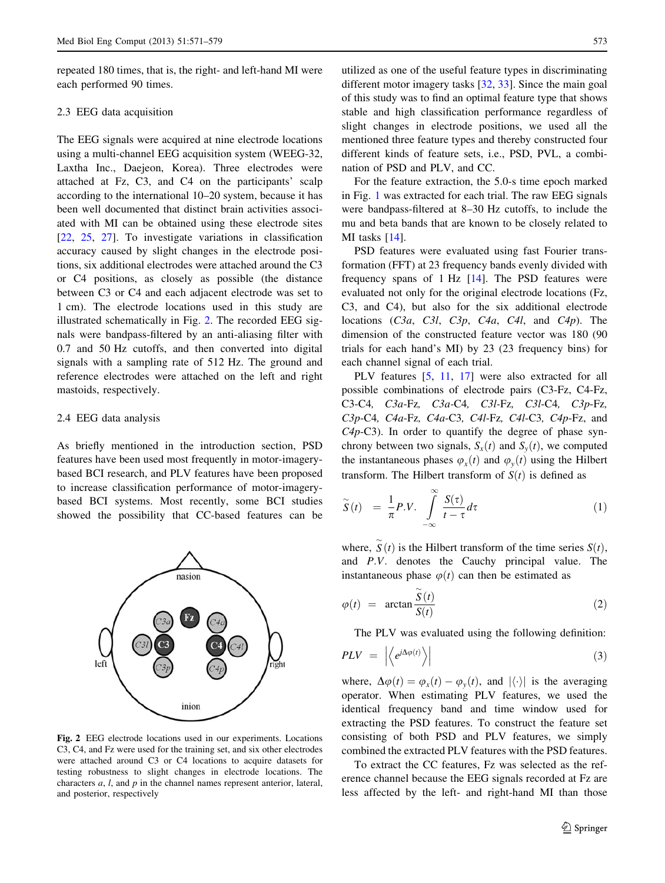repeated 180 times, that is, the right- and left-hand MI were each performed 90 times.

### 2.3 EEG data acquisition

The EEG signals were acquired at nine electrode locations using a multi-channel EEG acquisition system (WEEG-32, Laxtha Inc., Daejeon, Korea). Three electrodes were attached at Fz, C3, and C4 on the participants' scalp according to the international 10–20 system, because it has been well documented that distinct brain activities associated with MI can be obtained using these electrode sites [22, 25, 27]. To investigate variations in classification accuracy caused by slight changes in the electrode positions, six additional electrodes were attached around the C3 or C4 positions, as closely as possible (the distance between C3 or C4 and each adjacent electrode was set to 1 cm). The electrode locations used in this study are illustrated schematically in Fig. 2. The recorded EEG signals were bandpass-filtered by an anti-aliasing filter with 0.7 and 50 Hz cutoffs, and then converted into digital signals with a sampling rate of 512 Hz. The ground and reference electrodes were attached on the left and right mastoids, respectively.

### 2.4 EEG data analysis

As briefly mentioned in the introduction section, PSD features have been used most frequently in motor-imagery-based BCI research, and PLV features have been proposed to increase classification performance of motor-imagery-based BCI systems. Most recently, some BCI studies showed the possibility that CC-based features can be utilized as one of the useful feature types in discriminating different motor imagery tasks [32, 33]. Since the main goal of this study was to find an optimal feature type that shows stable and high classification performance regardless of slight changes in electrode positions, we used all the mentioned three feature types and thereby constructed four different kinds of feature sets, i.e., PSD, PVL, a combination of PSD and PLV, and CC.

**Fig. 2** EEG electrode locations used in our experiments. Locations C3, C4, and Fz were used for the training set, and six other electrodes were attached around C3 or C4 locations to acquire datasets for testing robustness to slight changes in electrode locations. The characters *a*, *l*, and *p* in the channel names represent anterior, lateral, and posterior, respectively

For the feature extraction, the 5.0-s time epoch marked in Fig. 1 was extracted for each trial. The raw EEG signals were bandpass-filtered at 8–30 Hz cutoffs, to include the mu and beta bands that are known to be closely related to MI tasks [14].

PSD features were evaluated using fast Fourier transformation (FFT) at 23 frequency bands evenly divided with frequency spans of 1 Hz [14]. The PSD features were evaluated not only for the original electrode locations (Fz, C3, and C4), but also for the six additional electrode locations (*C3a*, *C3l*, *C3p*, *C4a*, *C4l*, and *C4p*). The dimension of the constructed feature vector was 180 (90 trials for each hand's MI) by 23 (23 frequency bins) for each channel signal of each trial.

PLV features [5, 11, 17] were also extracted for all possible combinations of electrode pairs (C3-Fz, C4-Fz, C3-C4, *C3a*-Fz, *C3a*-C4, *C3l*-Fz, *C3l*-C4, *C3p*-Fz, *C3p*-C4, *C4a*-Fz, *C4a*-C3, *C4l*-Fz, *C4l*-C3, *C4p*-Fz, and *C4p*-C3). In order to quantify the degree of phase synchrony between two signals, $S_x(t)$ and $S_y(t)$, we computed the instantaneous phases $\varphi_x(t)$ and $\varphi_y(t)$ using the Hilbert transform. The Hilbert transform of $S(t)$ is defined as

$$\tilde{S}(t) = \frac{1}{\pi} P.V. \int_{-\infty}^{\infty} \frac{S(\tau)}{t - \tau} d\tau \tag{1}$$

where, $\tilde{S}(t)$ is the Hilbert transform of the time series $S(t)$, and $P.V.$ denotes the Cauchy principal value. The instantaneous phase $\varphi(t)$ can then be estimated as

$$\varphi(t) = \arctan \frac{\tilde{S}(t)}{S(t)} \tag{2}$$

The PLV was evaluated using the following definition:

$$PLV = \left| \left\langle e^{j\Delta\varphi(t)} \right\rangle \right| \tag{3}$$

where, $\Delta\varphi(t) = \varphi_x(t) - \varphi_y(t)$, and $|\langle\cdot\rangle|$ is the averaging operator. When estimating PLV features, we used the identical frequency band and time window used for extracting the PSD features. To construct the feature set consisting of both PSD and PLV features, we simply combined the extracted PLV features with the PSD features.

To extract the CC features, Fz was selected as the reference channel because the EEG signals recorded at Fz are less affected by the left- and right-hand MI than those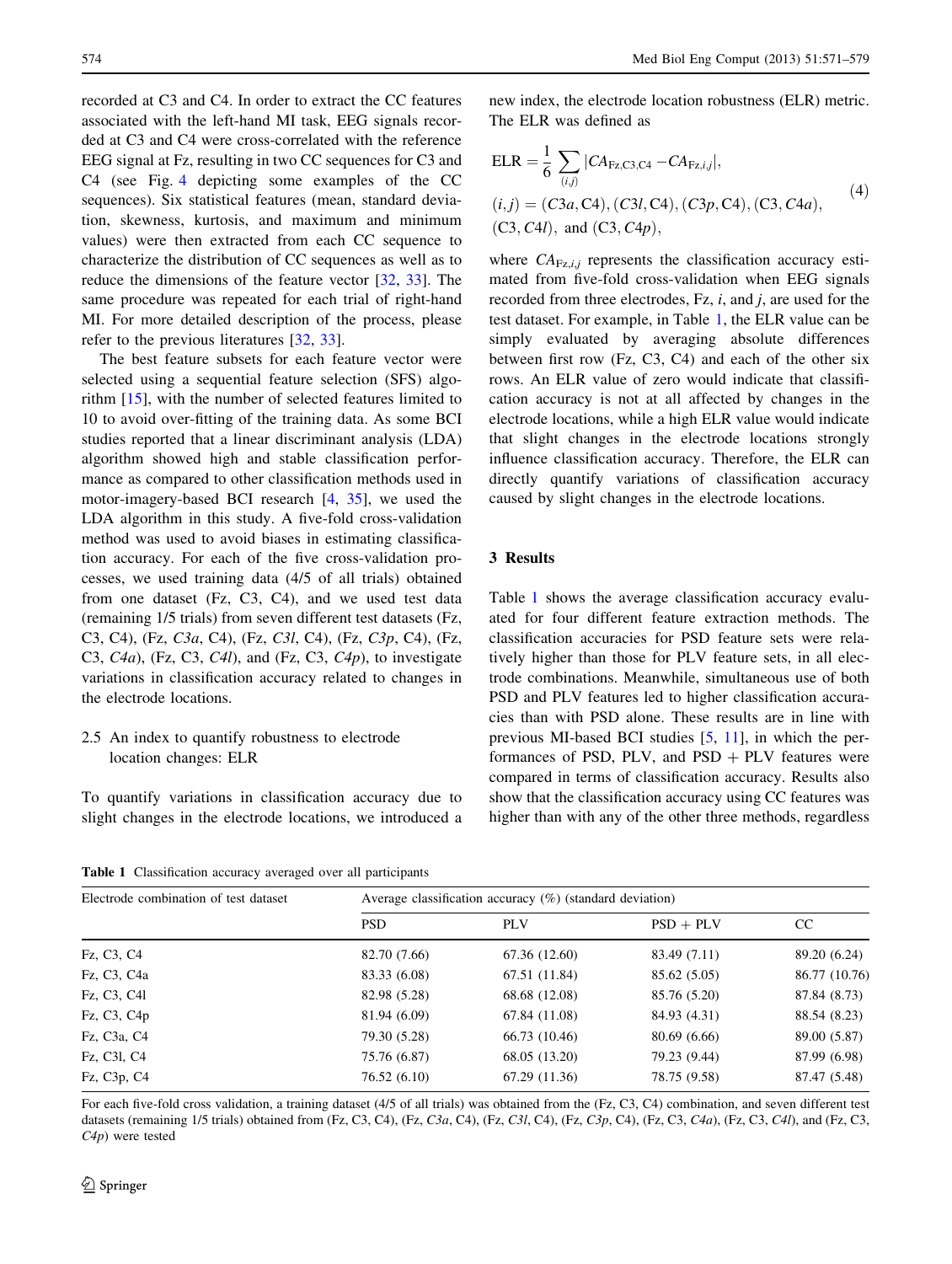recorded at C3 and C4. In order to extract the CC features associated with the left-hand MI task, EEG signals recorded at C3 and C4 were cross-correlated with the reference EEG signal at Fz, resulting in two CC sequences for C3 and C4 (see Fig. 4 depicting some examples of the CC sequences). Six statistical features (mean, standard deviation, skewness, kurtosis, and maximum and minimum values) were then extracted from each CC sequence to characterize the distribution of CC sequences as well as to reduce the dimensions of the feature vector [32, 33]. The same procedure was repeated for each trial of right-hand MI. For more detailed description of the process, please refer to the previous literatures [32, 33].

The best feature subsets for each feature vector were selected using a sequential feature selection (SFS) algorithm [15], with the number of selected features limited to 10 to avoid over-fitting of the training data. As some BCI studies reported that a linear discriminant analysis (LDA) algorithm showed high and stable classification performance as compared to other classification methods used in motor-imagery-based BCI research [4, 35], we used the LDA algorithm in this study. A five-fold cross-validation method was used to avoid biases in estimating classification accuracy. For each of the five cross-validation processes, we used training data (4/5 of all trials) obtained from one dataset (Fz, C3, C4), and we used test data (remaining 1/5 trials) from seven different test datasets (Fz, C3, C4), (Fz, *C3a*, C4), (Fz, *C3l*, C4), (Fz, *C3p*, C4), (Fz, C3, *C4a*), (Fz, C3, *C4l*), and (Fz, C3, *C4p*), to investigate variations in classification accuracy related to changes in the electrode locations.

### 2.5 An index to quantify robustness to electrode location changes: ELR

To quantify variations in classification accuracy due to slight changes in the electrode locations, we introduced a new index, the electrode location robustness (ELR) metric. The ELR was defined as

$$\mathrm{ELR} = \frac{1}{6}\sum_{(i,j)} \left| CA_{\mathrm{Fz,C3,C4}} - CA_{\mathrm{Fz},i,j} \right|, \tag{4}$$
$$(i,j) = (C3a,\mathrm{C4}), (C3l,\mathrm{C4}), (C3p,\mathrm{C4}), (\mathrm{C3},C4a), (\mathrm{C3},C4l),\ \text{and}\ (\mathrm{C3},C4p),$$

where $CA_{\mathrm{Fz},i,j}$ represents the classification accuracy estimated from five-fold cross-validation when EEG signals recorded from three electrodes, Fz, $i$, and $j$, are used for the test dataset. For example, in Table 1, the ELR value can be simply evaluated by averaging absolute differences between first row (Fz, C3, C4) and each of the other six rows. An ELR value of zero would indicate that classification accuracy is not at all affected by changes in the electrode locations, while a high ELR value would indicate that slight changes in the electrode locations strongly influence classification accuracy. Therefore, the ELR can directly quantify variations of classification accuracy caused by slight changes in the electrode locations.

## 3 Results

Table 1 shows the average classification accuracy evaluated for four different feature extraction methods. The classification accuracies for PSD feature sets were relatively higher than those for PLV feature sets, in all electrode combinations. Meanwhile, simultaneous use of both PSD and PLV features led to higher classification accuracies than with PSD alone. These results are in line with previous MI-based BCI studies [5, 11], in which the performances of PSD, PLV, and PSD + PLV features were compared in terms of classification accuracy. Results also show that the classification accuracy using CC features was higher than with any of the other three methods, regardless

**Table 1** Classification accuracy averaged over all participants

| Electrode combination of test dataset | Average classification accuracy (%) (standard deviation) | | | |
|---|---|---|---|---|
| | PSD | PLV | PSD + PLV | CC |
| Fz, C3, C4 | 82.70 (7.66) | 67.36 (12.60) | 83.49 (7.11) | 89.20 (6.24) |
| Fz, C3, C4a | 83.33 (6.08) | 67.51 (11.84) | 85.62 (5.05) | 86.77 (10.76) |
| Fz, C3, C4l | 82.98 (5.28) | 68.68 (12.08) | 85.76 (5.20) | 87.84 (8.73) |
| Fz, C3, C4p | 81.94 (6.09) | 67.84 (11.08) | 84.93 (4.31) | 88.54 (8.23) |
| Fz, C3a, C4 | 79.30 (5.28) | 66.73 (10.46) | 80.69 (6.66) | 89.00 (5.87) |
| Fz, C3l, C4 | 75.76 (6.87) | 68.05 (13.20) | 79.23 (9.44) | 87.99 (6.98) |
| Fz, C3p, C4 | 76.52 (6.10) | 67.29 (11.36) | 78.75 (9.58) | 87.47 (5.48) |

For each five-fold cross validation, a training dataset (4/5 of all trials) was obtained from the (Fz, C3, C4) combination, and seven different test datasets (remaining 1/5 trials) obtained from (Fz, C3, C4), (Fz, *C3a*, C4), (Fz, *C3l*, C4), (Fz, *C3p*, C4), (Fz, C3, *C4a*), (Fz, C3, *C4l*), and (Fz, C3, *C4p*) were tested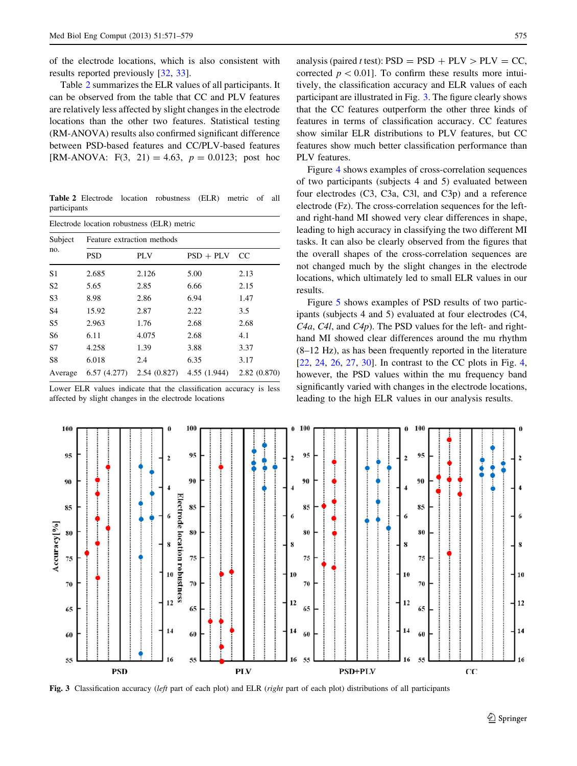of the electrode locations, which is also consistent with results reported previously [32, 33].

Table 2 summarizes the ELR values of all participants. It can be observed from the table that CC and PLV features are relatively less affected by slight changes in the electrode locations than the other two features. Statistical testing (RM-ANOVA) results also confirmed significant difference between PSD-based features and CC/PLV-based features [RM-ANOVA: $F(3, 21) = 4.63$, $p = 0.0123$; post hoc analysis (paired $t$ test): PSD = PSD + PLV > PLV = CC, corrected $p < 0.01$]. To confirm these results more intuitively, the classification accuracy and ELR values of each participant are illustrated in Fig. 3. The figure clearly shows that the CC features outperform the other three kinds of features in terms of classification accuracy. CC features show similar ELR distributions to PLV features, but CC features show much better classification performance than PLV features.

**Table 2** Electrode location robustness (ELR) metric of all participants

| Subject no. | Electrode location robustness (ELR) metric | | | |
|---|---|---|---|---|
| | Feature extraction methods | | | |
| | PSD | PLV | PSD + PLV | CC |
| S1 | 2.685 | 2.126 | 5.00 | 2.13 |
| S2 | 5.65 | 2.85 | 6.66 | 2.15 |
| S3 | 8.98 | 2.86 | 6.94 | 1.47 |
| S4 | 15.92 | 2.87 | 2.22 | 3.5 |
| S5 | 2.963 | 1.76 | 2.68 | 2.68 |
| S6 | 6.11 | 4.075 | 2.68 | 4.1 |
| S7 | 4.258 | 1.39 | 3.88 | 3.37 |
| S8 | 6.018 | 2.4 | 6.35 | 3.17 |
| Average | 6.57 (4.277) | 2.54 (0.827) | 4.55 (1.944) | 2.82 (0.870) |

Lower ELR values indicate that the classification accuracy is less affected by slight changes in the electrode locations

Figure 4 shows examples of cross-correlation sequences of two participants (subjects 4 and 5) evaluated between four electrodes (C3, C3a, C3l, and C3p) and a reference electrode (Fz). The cross-correlation sequences for the left- and right-hand MI showed very clear differences in shape, leading to high accuracy in classifying the two different MI tasks. It can also be clearly observed from the figures that the overall shapes of the cross-correlation sequences are not changed much by the slight changes in the electrode locations, which ultimately led to small ELR values in our results.

Figure 5 shows examples of PSD results of two participants (subjects 4 and 5) evaluated at four electrodes (C4, *C4a*, *C4l*, and *C4p*). The PSD values for the left- and right-hand MI showed clear differences around the mu rhythm (8–12 Hz), as has been frequently reported in the literature [22, 24, 26, 27, 30]. In contrast to the CC plots in Fig. 4, however, the PSD values within the mu frequency band significantly varied with changes in the electrode locations, leading to the high ELR values in our analysis results.

**Fig. 3** Classification accuracy (*left* part of each plot) and ELR (*right* part of each plot) distributions of all participants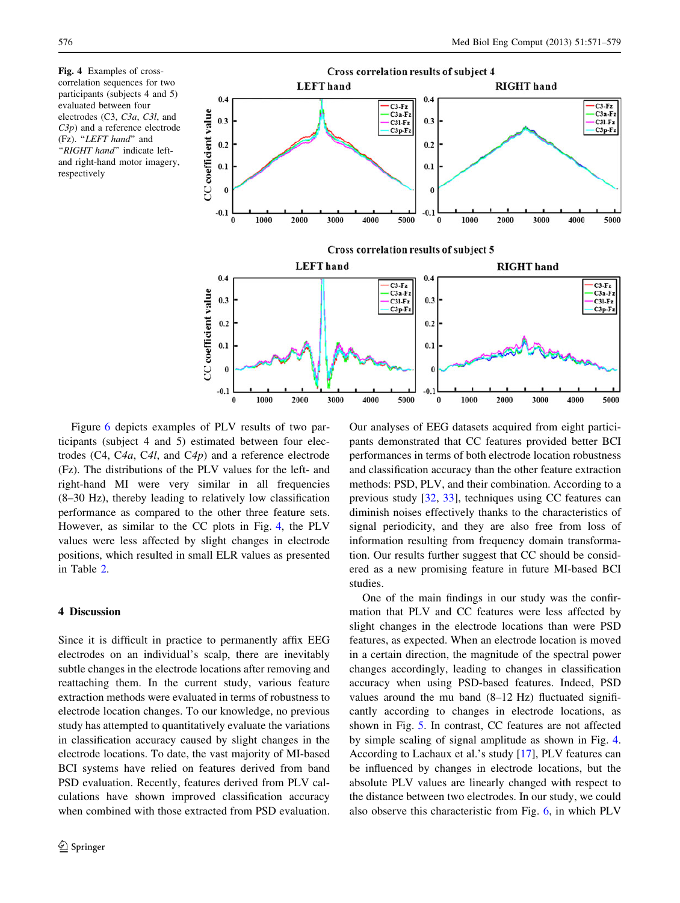**Fig. 4** Examples of cross-correlation sequences for two participants (subjects 4 and 5) evaluated between four electrodes (C3, *C3a*, *C3l*, and *C3p*) and a reference electrode (Fz). "*LEFT hand*" and "*RIGHT hand*" indicate left- and right-hand motor imagery, respectively

Cross correlation results of subject 4

LEFT hand

RIGHT hand

CC coefficient value

C3-Fz
C3a-Fz
C3l-Fz
C3p-Fz

0.4
0.3
0.2
0.1
0
-0.1

0
1000
2000
3000
4000
5000

Cross correlation results of subject 5

LEFT hand

RIGHT hand

CC coefficient value

C3-Fz
C3a-Fz
C3l-Fz
C3p-Fz

0.4
0.3
0.2
0.1
0
-0.1

0
1000
2000
3000
4000
5000

Figure 6 depicts examples of PLV results of two participants (subject 4 and 5) estimated between four electrodes (C4, C4*a*, C4*l*, and C4*p*) and a reference electrode (Fz). The distributions of the PLV values for the left- and right-hand MI were very similar in all frequencies (8–30 Hz), thereby leading to relatively low classification performance as compared to the other three feature sets. However, as similar to the CC plots in Fig. 4, the PLV values were less affected by slight changes in electrode positions, which resulted in small ELR values as presented in Table 2.

## 4 Discussion

Since it is difficult in practice to permanently affix EEG electrodes on an individual's scalp, there are inevitably subtle changes in the electrode locations after removing and reattaching them. In the current study, various feature extraction methods were evaluated in terms of robustness to electrode location changes. To our knowledge, no previous study has attempted to quantitatively evaluate the variations in classification accuracy caused by slight changes in the electrode locations. To date, the vast majority of MI-based BCI systems have relied on features derived from band PSD evaluation. Recently, features derived from PLV calculations have shown improved classification accuracy when combined with those extracted from PSD evaluation. Our analyses of EEG datasets acquired from eight participants demonstrated that CC features provided better BCI performances in terms of both electrode location robustness and classification accuracy than the other feature extraction methods: PSD, PLV, and their combination. According to a previous study [32, 33], techniques using CC features can diminish noises effectively thanks to the characteristics of signal periodicity, and they are also free from loss of information resulting from frequency domain transformation. Our results further suggest that CC should be considered as a new promising feature in future MI-based BCI studies.

One of the main findings in our study was the confirmation that PLV and CC features were less affected by slight changes in the electrode locations than were PSD features, as expected. When an electrode location is moved in a certain direction, the magnitude of the spectral power changes accordingly, leading to changes in classification accuracy when using PSD-based features. Indeed, PSD values around the mu band (8–12 Hz) fluctuated significantly according to changes in electrode locations, as shown in Fig. 5. In contrast, CC features are not affected by simple scaling of signal amplitude as shown in Fig. 4. According to Lachaux et al.'s study [17], PLV features can be influenced by changes in electrode locations, but the absolute PLV values are linearly changed with respect to the distance between two electrodes. In our study, we could also observe this characteristic from Fig. 6, in which PLV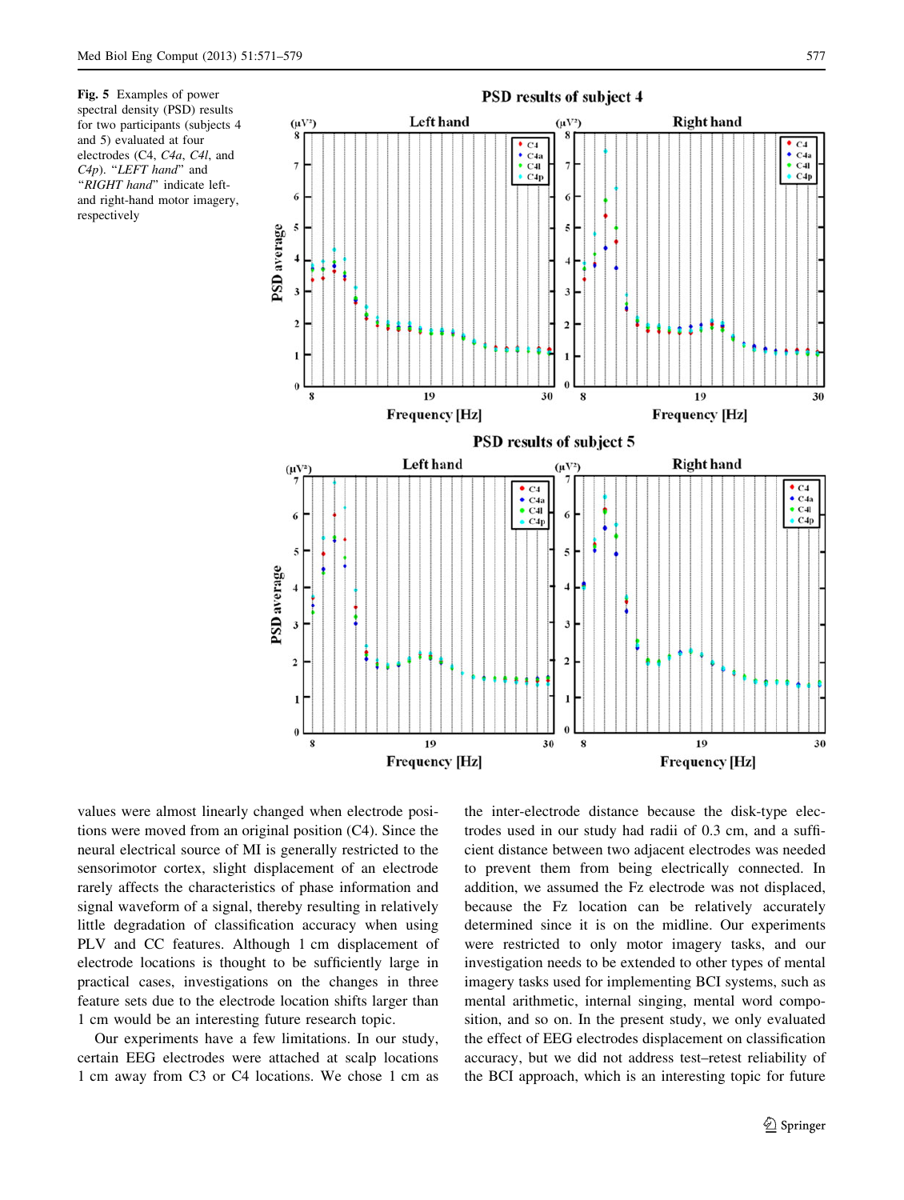**Fig. 5** Examples of power spectral density (PSD) results for two participants (subjects 4 and 5) evaluated at four electrodes (C4, *C4a*, *C4l*, and *C4p*). "*LEFT hand*" and "*RIGHT hand*" indicate left- and right-hand motor imagery, respectively

values were almost linearly changed when electrode positions were moved from an original position (C4). Since the neural electrical source of MI is generally restricted to the sensorimotor cortex, slight displacement of an electrode rarely affects the characteristics of phase information and signal waveform of a signal, thereby resulting in relatively little degradation of classification accuracy when using PLV and CC features. Although 1 cm displacement of electrode locations is thought to be sufficiently large in practical cases, investigations on the changes in three feature sets due to the electrode location shifts larger than 1 cm would be an interesting future research topic.

Our experiments have a few limitations. In our study, certain EEG electrodes were attached at scalp locations 1 cm away from C3 or C4 locations. We chose 1 cm as the inter-electrode distance because the disk-type electrodes used in our study had radii of 0.3 cm, and a sufficient distance between two adjacent electrodes was needed to prevent them from being electrically connected. In addition, we assumed the Fz electrode was not displaced, because the Fz location can be relatively accurately determined since it is on the midline. Our experiments were restricted to only motor imagery tasks, and our investigation needs to be extended to other types of mental imagery tasks used for implementing BCI systems, such as mental arithmetic, internal singing, mental word composition, and so on. In the present study, we only evaluated the effect of EEG electrodes displacement on classification accuracy, but we did not address test–retest reliability of the BCI approach, which is an interesting topic for future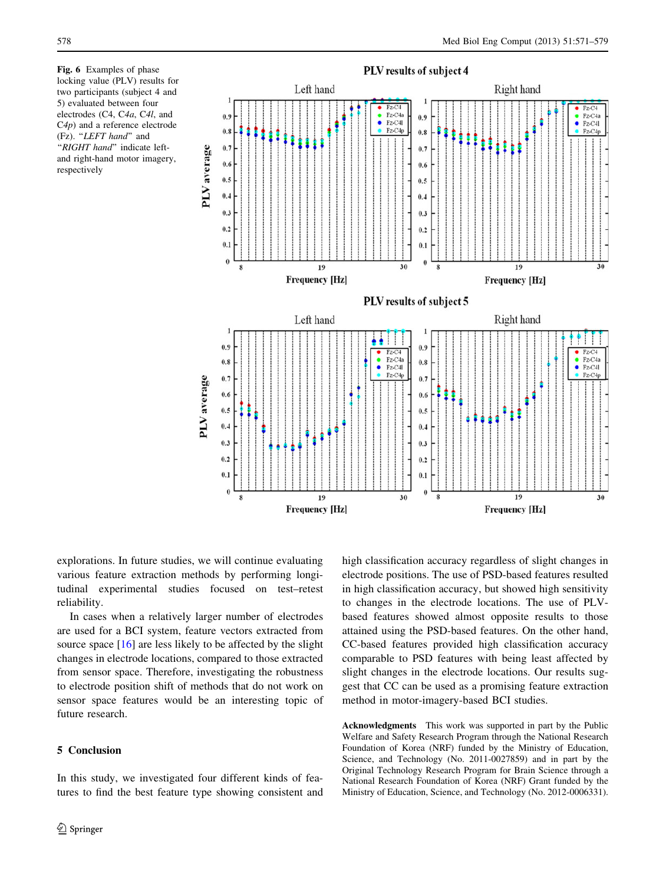**Fig. 6** Examples of phase locking value (PLV) results for two participants (subject 4 and 5) evaluated between four electrodes (C4, C4*a*, C4*l*, and C4*p*) and a reference electrode (Fz). "*LEFT hand*" and "*RIGHT hand*" indicate left- and right-hand motor imagery, respectively

explorations. In future studies, we will continue evaluating various feature extraction methods by performing longitudinal experimental studies focused on test–retest reliability.

In cases when a relatively larger number of electrodes are used for a BCI system, feature vectors extracted from source space [16] are less likely to be affected by the slight changes in electrode locations, compared to those extracted from sensor space. Therefore, investigating the robustness to electrode position shift of methods that do not work on sensor space features would be an interesting topic of future research.

## 5 Conclusion

In this study, we investigated four different kinds of features to find the best feature type showing consistent and high classification accuracy regardless of slight changes in electrode positions. The use of PSD-based features resulted in high classification accuracy, but showed high sensitivity to changes in the electrode locations. The use of PLV-based features showed almost opposite results to those attained using the PSD-based features. On the other hand, CC-based features provided high classification accuracy comparable to PSD features with being least affected by slight changes in the electrode locations. Our results suggest that CC can be used as a promising feature extraction method in motor-imagery-based BCI studies.

**Acknowledgments** This work was supported in part by the Public Welfare and Safety Research Program through the National Research Foundation of Korea (NRF) funded by the Ministry of Education, Science, and Technology (No. 2011-0027859) and in part by the Original Technology Research Program for Brain Science through a National Research Foundation of Korea (NRF) Grant funded by the Ministry of Education, Science, and Technology (No. 2012-0006331).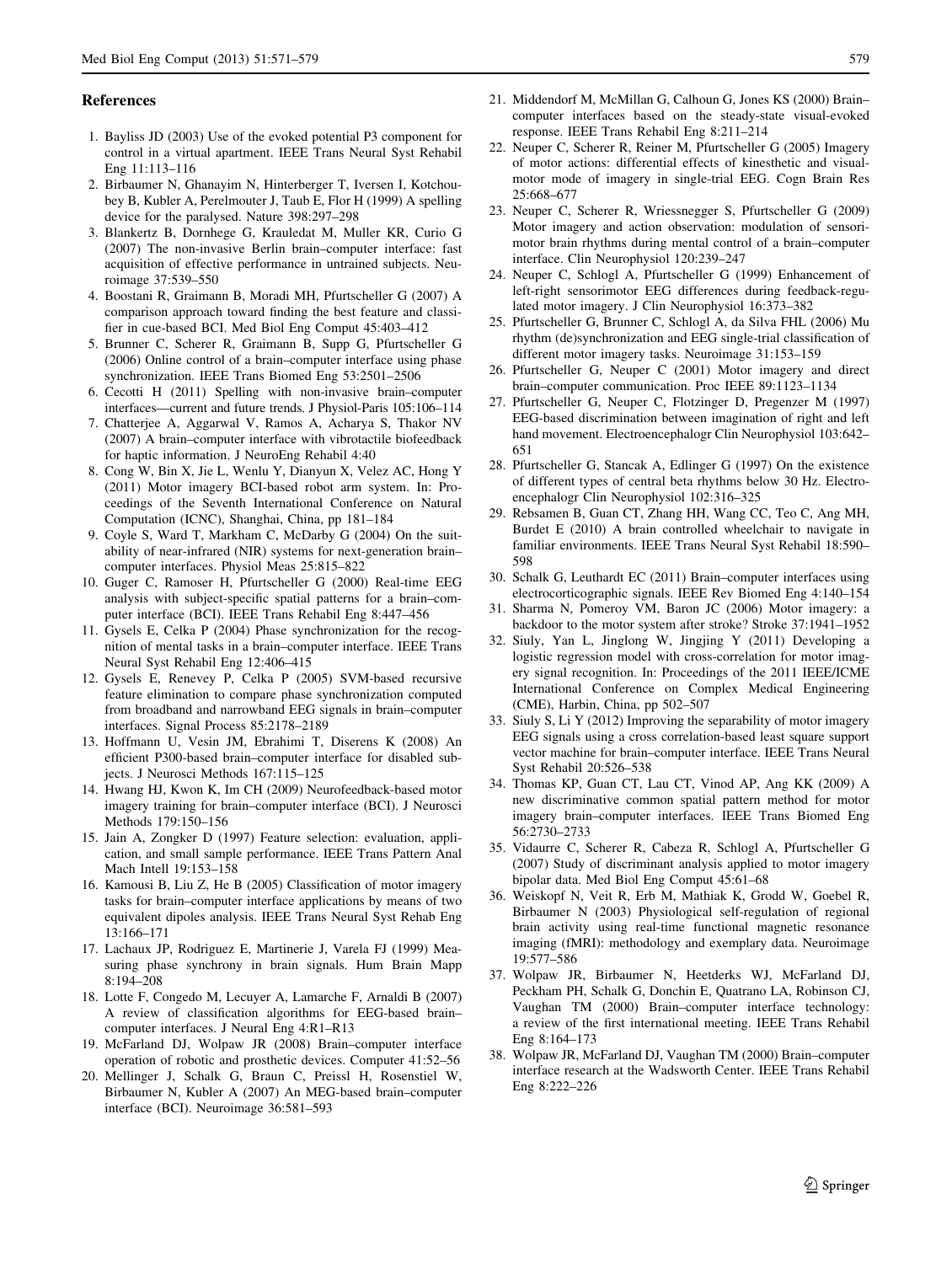## References

1. Bayliss JD (2003) Use of the evoked potential P3 component for control in a virtual apartment. IEEE Trans Neural Syst Rehabil Eng 11:113–116
2. Birbaumer N, Ghanayim N, Hinterberger T, Iversen I, Kotchoubey B, Kubler A, Perelmouter J, Taub E, Flor H (1999) A spelling device for the paralysed. Nature 398:297–298
3. Blankertz B, Dornhege G, Krauledat M, Muller KR, Curio G (2007) The non-invasive Berlin brain–computer interface: fast acquisition of effective performance in untrained subjects. Neuroimage 37:539–550
4. Boostani R, Graimann B, Moradi MH, Pfurtscheller G (2007) A comparison approach toward finding the best feature and classifier in cue-based BCI. Med Biol Eng Comput 45:403–412
5. Brunner C, Scherer R, Graimann B, Supp G, Pfurtscheller G (2006) Online control of a brain–computer interface using phase synchronization. IEEE Trans Biomed Eng 53:2501–2506
6. Cecotti H (2011) Spelling with non-invasive brain–computer interfaces—current and future trends. J Physiol-Paris 105:106–114
7. Chatterjee A, Aggarwal V, Ramos A, Acharya S, Thakor NV (2007) A brain–computer interface with vibrotactile biofeedback for haptic information. J NeuroEng Rehabil 4:40
8. Cong W, Bin X, Jie L, Wenlu Y, Dianyun X, Velez AC, Hong Y (2011) Motor imagery BCI-based robot arm system. In: Proceedings of the Seventh International Conference on Natural Computation (ICNC), Shanghai, China, pp 181–184
9. Coyle S, Ward T, Markham C, McDarby G (2004) On the suitability of near-infrared (NIR) systems for next-generation brain–computer interfaces. Physiol Meas 25:815–822
10. Guger C, Ramoser H, Pfurtscheller G (2000) Real-time EEG analysis with subject-specific spatial patterns for a brain–computer interface (BCI). IEEE Trans Rehabil Eng 8:447–456
11. Gysels E, Celka P (2004) Phase synchronization for the recognition of mental tasks in a brain–computer interface. IEEE Trans Neural Syst Rehabil Eng 12:406–415
12. Gysels E, Renevey P, Celka P (2005) SVM-based recursive feature elimination to compare phase synchronization computed from broadband and narrowband EEG signals in brain–computer interfaces. Signal Process 85:2178–2189
13. Hoffmann U, Vesin JM, Ebrahimi T, Diserens K (2008) An efficient P300-based brain–computer interface for disabled subjects. J Neurosci Methods 167:115–125
14. Hwang HJ, Kwon K, Im CH (2009) Neurofeedback-based motor imagery training for brain–computer interface (BCI). J Neurosci Methods 179:150–156
15. Jain A, Zongker D (1997) Feature selection: evaluation, application, and small sample performance. IEEE Trans Pattern Anal Mach Intell 19:153–158
16. Kamousi B, Liu Z, He B (2005) Classification of motor imagery tasks for brain–computer interface applications by means of two equivalent dipoles analysis. IEEE Trans Neural Syst Rehab Eng 13:166–171
17. Lachaux JP, Rodriguez E, Martinerie J, Varela FJ (1999) Measuring phase synchrony in brain signals. Hum Brain Mapp 8:194–208
18. Lotte F, Congedo M, Lecuyer A, Lamarche F, Arnaldi B (2007) A review of classification algorithms for EEG-based brain–computer interfaces. J Neural Eng 4:R1–R13
19. McFarland DJ, Wolpaw JR (2008) Brain–computer interface operation of robotic and prosthetic devices. Computer 41:52–56
20. Mellinger J, Schalk G, Braun C, Preissl H, Rosenstiel W, Birbaumer N, Kubler A (2007) An MEG-based brain–computer interface (BCI). Neuroimage 36:581–593
21. Middendorf M, McMillan G, Calhoun G, Jones KS (2000) Brain–computer interfaces based on the steady-state visual-evoked response. IEEE Trans Rehabil Eng 8:211–214
22. Neuper C, Scherer R, Reiner M, Pfurtscheller G (2005) Imagery of motor actions: differential effects of kinesthetic and visual-motor mode of imagery in single-trial EEG. Cogn Brain Res 25:668–677
23. Neuper C, Scherer R, Wriessnegger S, Pfurtscheller G (2009) Motor imagery and action observation: modulation of sensorimotor brain rhythms during mental control of a brain–computer interface. Clin Neurophysiol 120:239–247
24. Neuper C, Schlogl A, Pfurtscheller G (1999) Enhancement of left-right sensorimotor EEG differences during feedback-regulated motor imagery. J Clin Neurophysiol 16:373–382
25. Pfurtscheller G, Brunner C, Schlogl A, da Silva FHL (2006) Mu rhythm (de)synchronization and EEG single-trial classification of different motor imagery tasks. Neuroimage 31:153–159
26. Pfurtscheller G, Neuper C (2001) Motor imagery and direct brain–computer communication. Proc IEEE 89:1123–1134
27. Pfurtscheller G, Neuper C, Flotzinger D, Pregenzer M (1997) EEG-based discrimination between imagination of right and left hand movement. Electroencephalogr Clin Neurophysiol 103:642–651
28. Pfurtscheller G, Stancak A, Edlinger G (1997) On the existence of different types of central beta rhythms below 30 Hz. Electroencephalogr Clin Neurophysiol 102:316–325
29. Rebsamen B, Guan CT, Zhang HH, Wang CC, Teo C, Ang MH, Burdet E (2010) A brain controlled wheelchair to navigate in familiar environments. IEEE Trans Neural Syst Rehabil 18:590–598
30. Schalk G, Leuthardt EC (2011) Brain–computer interfaces using electrocorticographic signals. IEEE Rev Biomed Eng 4:140–154
31. Sharma N, Pomeroy VM, Baron JC (2006) Motor imagery: a backdoor to the motor system after stroke? Stroke 37:1941–1952
32. Siuly, Yan L, Jinglong W, Jingjing Y (2011) Developing a logistic regression model with cross-correlation for motor imagery signal recognition. In: Proceedings of the 2011 IEEE/ICME International Conference on Complex Medical Engineering (CME), Harbin, China, pp 502–507
33. Siuly S, Li Y (2012) Improving the separability of motor imagery EEG signals using a cross correlation-based least square support vector machine for brain–computer interface. IEEE Trans Neural Syst Rehabil 20:526–538
34. Thomas KP, Guan CT, Lau CT, Vinod AP, Ang KK (2009) A new discriminative common spatial pattern method for motor imagery brain–computer interfaces. IEEE Trans Biomed Eng 56:2730–2733
35. Vidaurre C, Scherer R, Cabeza R, Schlogl A, Pfurtscheller G (2007) Study of discriminant analysis applied to motor imagery bipolar data. Med Biol Eng Comput 45:61–68
36. Weiskopf N, Veit R, Erb M, Mathiak K, Grodd W, Goebel R, Birbaumer N (2003) Physiological self-regulation of regional brain activity using real-time functional magnetic resonance imaging (fMRI): methodology and exemplary data. Neuroimage 19:577–586
37. Wolpaw JR, Birbaumer N, Heetderks WJ, McFarland DJ, Peckham PH, Schalk G, Donchin E, Quatrano LA, Robinson CJ, Vaughan TM (2000) Brain–computer interface technology: a review of the first international meeting. IEEE Trans Rehabil Eng 8:164–173
38. Wolpaw JR, McFarland DJ, Vaughan TM (2000) Brain–computer interface research at the Wadsworth Center. IEEE Trans Rehabil Eng 8:222–226